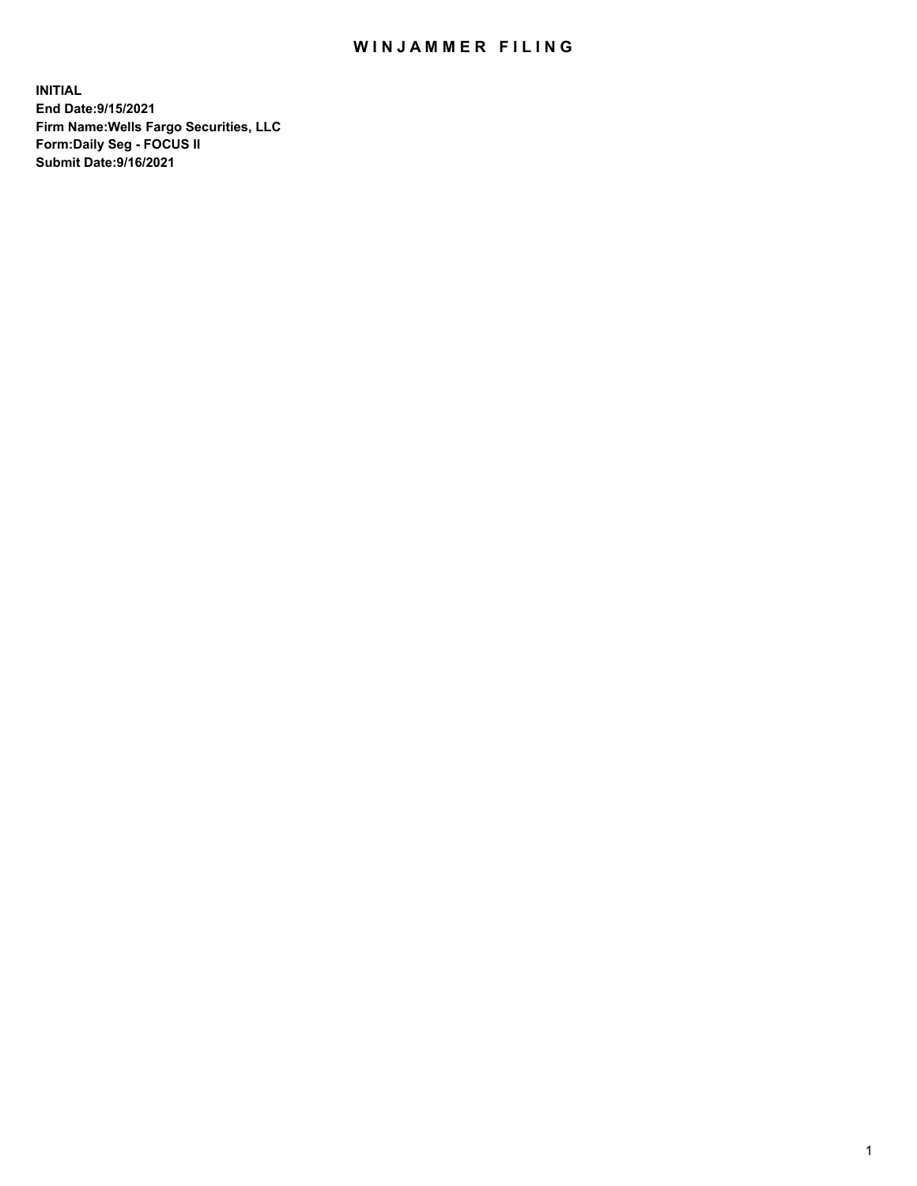# WINJAMMER FILING

**INITIAL**
**End Date:9/15/2021**
**Firm Name:Wells Fargo Securities, LLC**
**Form:Daily Seg - FOCUS II**
**Submit Date:9/16/2021**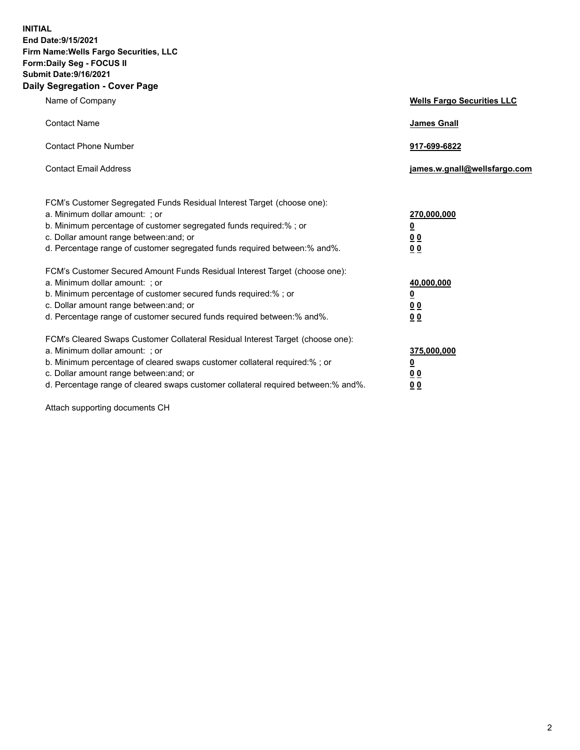**INITIAL**
**End Date:9/15/2021**
**Firm Name:Wells Fargo Securities, LLC**
**Form:Daily Seg - FOCUS II**
**Submit Date:9/16/2021**

## Daily Segregation - Cover Page

| | |
|---|---|
| Name of Company | **Wells Fargo Securities LLC** |
| Contact Name | **James Gnall** |
| Contact Phone Number | **917-699-6822** |
| Contact Email Address | **james.w.gnall@wellsfargo.com** |

| | |
|---|---|
| FCM's Customer Segregated Funds Residual Interest Target (choose one): | |
| a. Minimum dollar amount: ; or | **270,000,000** |
| b. Minimum percentage of customer segregated funds required:% ; or | **0** |
| c. Dollar amount range between:and; or | **0 0** |
| d. Percentage range of customer segregated funds required between:% and%. | **0 0** |
| FCM's Customer Secured Amount Funds Residual Interest Target (choose one): | |
| a. Minimum dollar amount: ; or | **40,000,000** |
| b. Minimum percentage of customer secured funds required:% ; or | **0** |
| c. Dollar amount range between:and; or | **0 0** |
| d. Percentage range of customer secured funds required between:% and%. | **0 0** |
| FCM's Cleared Swaps Customer Collateral Residual Interest Target (choose one): | |
| a. Minimum dollar amount: ; or | **375,000,000** |
| b. Minimum percentage of cleared swaps customer collateral required:% ; or | **0** |
| c. Dollar amount range between:and; or | **0 0** |
| d. Percentage range of cleared swaps customer collateral required between:% and%. | **0 0** |

Attach supporting documents CH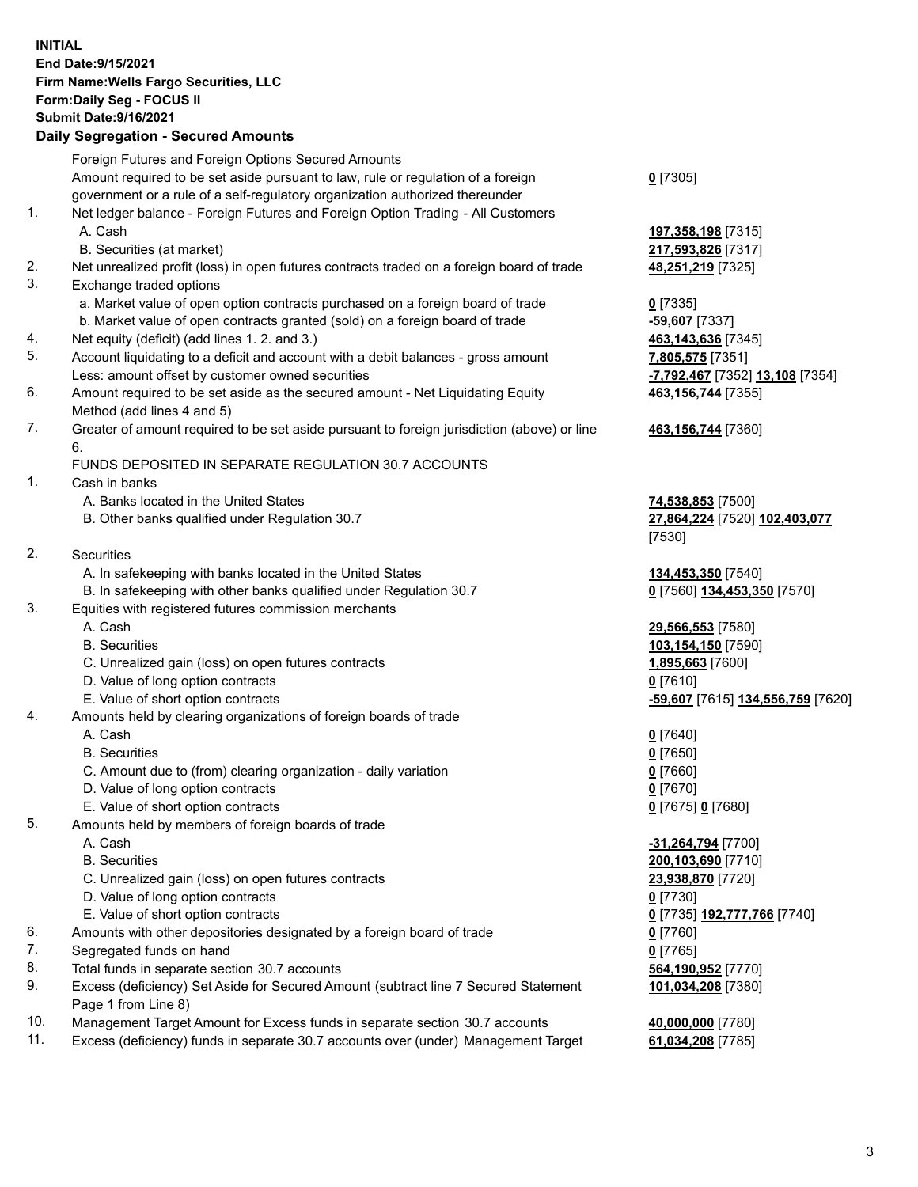**INITIAL**
**End Date:9/15/2021**
**Firm Name:Wells Fargo Securities, LLC**
**Form:Daily Seg - FOCUS II**
**Submit Date:9/16/2021**

### Daily Segregation - Secured Amounts

| | | |
|---|---|---|
| | Foreign Futures and Foreign Options Secured Amounts | |
| | Amount required to be set aside pursuant to law, rule or regulation of a foreign government or a rule of a self-regulatory organization authorized thereunder | **0** [7305] |
| 1. | Net ledger balance - Foreign Futures and Foreign Option Trading - All Customers | |
| | A. Cash | **197,358,198** [7315] |
| | B. Securities (at market) | **217,593,826** [7317] |
| 2. | Net unrealized profit (loss) in open futures contracts traded on a foreign board of trade | **48,251,219** [7325] |
| 3. | Exchange traded options | |
| | a. Market value of open option contracts purchased on a foreign board of trade | **0** [7335] |
| | b. Market value of open contracts granted (sold) on a foreign board of trade | **-59,607** [7337] |
| 4. | Net equity (deficit) (add lines 1. 2. and 3.) | **463,143,636** [7345] |
| 5. | Account liquidating to a deficit and account with a debit balances - gross amount | **7,805,575** [7351] |
| | Less: amount offset by customer owned securities | **-7,792,467** [7352] **13,108** [7354] |
| 6. | Amount required to be set aside as the secured amount - Net Liquidating Equity Method (add lines 4 and 5) | **463,156,744** [7355] |
| 7. | Greater of amount required to be set aside pursuant to foreign jurisdiction (above) or line 6. | **463,156,744** [7360] |
| | FUNDS DEPOSITED IN SEPARATE REGULATION 30.7 ACCOUNTS | |
| 1. | Cash in banks | |
| | A. Banks located in the United States | **74,538,853** [7500] |
| | B. Other banks qualified under Regulation 30.7 | **27,864,224** [7520] **102,403,077** [7530] |
| 2. | Securities | |
| | A. In safekeeping with banks located in the United States | **134,453,350** [7540] |
| | B. In safekeeping with other banks qualified under Regulation 30.7 | **0** [7560] **134,453,350** [7570] |
| 3. | Equities with registered futures commission merchants | |
| | A. Cash | **29,566,553** [7580] |
| | B. Securities | **103,154,150** [7590] |
| | C. Unrealized gain (loss) on open futures contracts | **1,895,663** [7600] |
| | D. Value of long option contracts | **0** [7610] |
| | E. Value of short option contracts | **-59,607** [7615] **134,556,759** [7620] |
| 4. | Amounts held by clearing organizations of foreign boards of trade | |
| | A. Cash | **0** [7640] |
| | B. Securities | **0** [7650] |
| | C. Amount due to (from) clearing organization - daily variation | **0** [7660] |
| | D. Value of long option contracts | **0** [7670] |
| | E. Value of short option contracts | **0** [7675] **0** [7680] |
| 5. | Amounts held by members of foreign boards of trade | |
| | A. Cash | **-31,264,794** [7700] |
| | B. Securities | **200,103,690** [7710] |
| | C. Unrealized gain (loss) on open futures contracts | **23,938,870** [7720] |
| | D. Value of long option contracts | **0** [7730] |
| | E. Value of short option contracts | **0** [7735] **192,777,766** [7740] |
| 6. | Amounts with other depositories designated by a foreign board of trade | **0** [7760] |
| 7. | Segregated funds on hand | **0** [7765] |
| 8. | Total funds in separate section 30.7 accounts | **564,190,952** [7770] |
| 9. | Excess (deficiency) Set Aside for Secured Amount (subtract line 7 Secured Statement Page 1 from Line 8) | **101,034,208** [7380] |
| 10. | Management Target Amount for Excess funds in separate section 30.7 accounts | **40,000,000** [7780] |
| 11. | Excess (deficiency) funds in separate 30.7 accounts over (under) Management Target | **61,034,208** [7785] |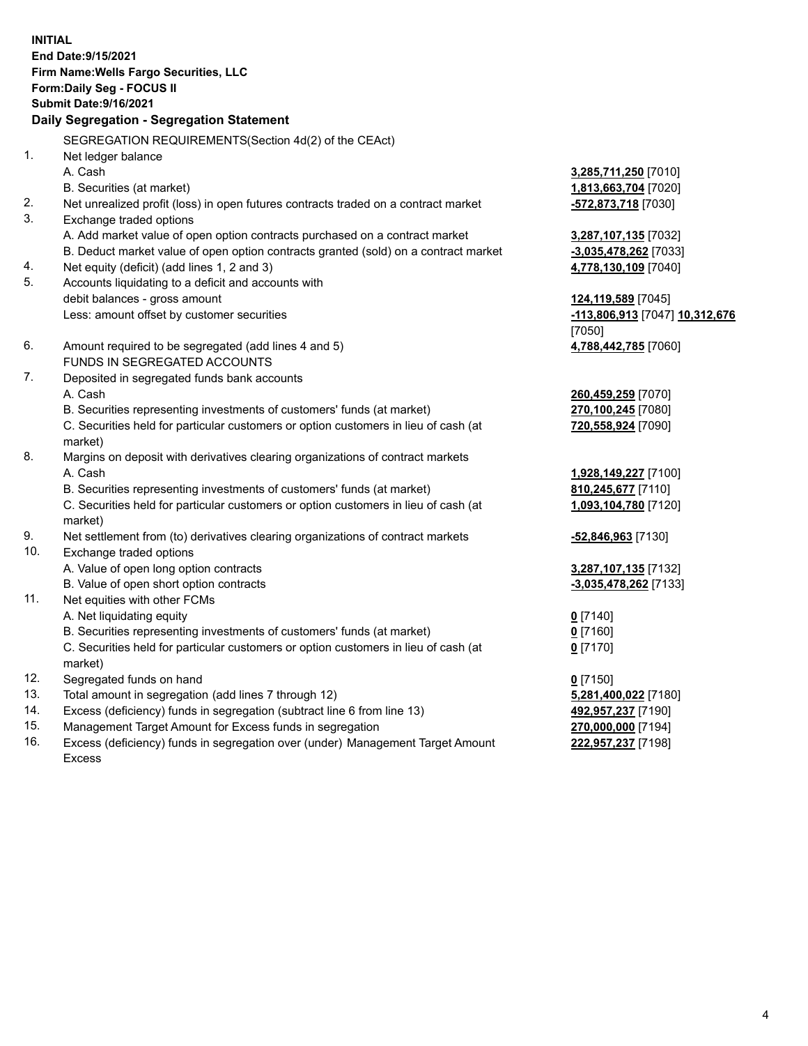**INITIAL**
**End Date:9/15/2021**
**Firm Name:Wells Fargo Securities, LLC**
**Form:Daily Seg - FOCUS II**
**Submit Date:9/16/2021**

## Daily Segregation - Segregation Statement

SEGREGATION REQUIREMENTS(Section 4d(2) of the CEAct)

| | | |
|---|---|---|
| 1. | Net ledger balance | |
| | A. Cash | **3,285,711,250** [7010] |
| | B. Securities (at market) | **1,813,663,704** [7020] |
| 2. | Net unrealized profit (loss) in open futures contracts traded on a contract market | **-572,873,718** [7030] |
| 3. | Exchange traded options | |
| | A. Add market value of open option contracts purchased on a contract market | **3,287,107,135** [7032] |
| | B. Deduct market value of open option contracts granted (sold) on a contract market | **-3,035,478,262** [7033] |
| 4. | Net equity (deficit) (add lines 1, 2 and 3) | **4,778,130,109** [7040] |
| 5. | Accounts liquidating to a deficit and accounts with debit balances - gross amount | **124,119,589** [7045] |
| | Less: amount offset by customer securities | **-113,806,913** [7047] **10,312,676** [7050] |
| 6. | Amount required to be segregated (add lines 4 and 5) | **4,788,442,785** [7060] |
| | FUNDS IN SEGREGATED ACCOUNTS | |
| 7. | Deposited in segregated funds bank accounts | |
| | A. Cash | **260,459,259** [7070] |
| | B. Securities representing investments of customers' funds (at market) | **270,100,245** [7080] |
| | C. Securities held for particular customers or option customers in lieu of cash (at market) | **720,558,924** [7090] |
| 8. | Margins on deposit with derivatives clearing organizations of contract markets | |
| | A. Cash | **1,928,149,227** [7100] |
| | B. Securities representing investments of customers' funds (at market) | **810,245,677** [7110] |
| | C. Securities held for particular customers or option customers in lieu of cash (at market) | **1,093,104,780** [7120] |
| 9. | Net settlement from (to) derivatives clearing organizations of contract markets | **-52,846,963** [7130] |
| 10. | Exchange traded options | |
| | A. Value of open long option contracts | **3,287,107,135** [7132] |
| | B. Value of open short option contracts | **-3,035,478,262** [7133] |
| 11. | Net equities with other FCMs | |
| | A. Net liquidating equity | **0** [7140] |
| | B. Securities representing investments of customers' funds (at market) | **0** [7160] |
| | C. Securities held for particular customers or option customers in lieu of cash (at market) | **0** [7170] |
| 12. | Segregated funds on hand | **0** [7150] |
| 13. | Total amount in segregation (add lines 7 through 12) | **5,281,400,022** [7180] |
| 14. | Excess (deficiency) funds in segregation (subtract line 6 from line 13) | **492,957,237** [7190] |
| 15. | Management Target Amount for Excess funds in segregation | **270,000,000** [7194] |
| 16. | Excess (deficiency) funds in segregation over (under) Management Target Amount Excess | **222,957,237** [7198] |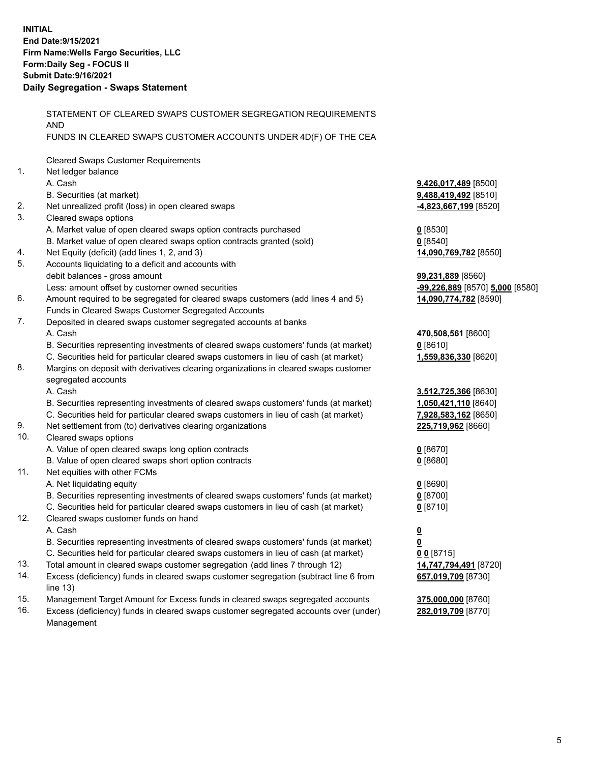**INITIAL**
**End Date:9/15/2021**
**Firm Name:Wells Fargo Securities, LLC**
**Form:Daily Seg - FOCUS II**
**Submit Date:9/16/2021**
**Daily Segregation - Swaps Statement**

STATEMENT OF CLEARED SWAPS CUSTOMER SEGREGATION REQUIREMENTS AND FUNDS IN CLEARED SWAPS CUSTOMER ACCOUNTS UNDER 4D(F) OF THE CEA

| | | |
|---|---|---|
| | Cleared Swaps Customer Requirements | |
| 1. | Net ledger balance | |
| | A. Cash | **9,426,017,489** [8500] |
| | B. Securities (at market) | **9,488,419,492** [8510] |
| 2. | Net unrealized profit (loss) in open cleared swaps | **-4,823,667,199** [8520] |
| 3. | Cleared swaps options | |
| | A. Market value of open cleared swaps option contracts purchased | **0** [8530] |
| | B. Market value of open cleared swaps option contracts granted (sold) | **0** [8540] |
| 4. | Net Equity (deficit) (add lines 1, 2, and 3) | **14,090,769,782** [8550] |
| 5. | Accounts liquidating to a deficit and accounts with debit balances - gross amount | **99,231,889** [8560] |
| | Less: amount offset by customer owned securities | **-99,226,889** [8570] **5,000** [8580] |
| 6. | Amount required to be segregated for cleared swaps customers (add lines 4 and 5) | **14,090,774,782** [8590] |
| | Funds in Cleared Swaps Customer Segregated Accounts | |
| 7. | Deposited in cleared swaps customer segregated accounts at banks | |
| | A. Cash | **470,508,561** [8600] |
| | B. Securities representing investments of cleared swaps customers' funds (at market) | **0** [8610] |
| | C. Securities held for particular cleared swaps customers in lieu of cash (at market) | **1,559,836,330** [8620] |
| 8. | Margins on deposit with derivatives clearing organizations in cleared swaps customer segregated accounts | |
| | A. Cash | **3,512,725,366** [8630] |
| | B. Securities representing investments of cleared swaps customers' funds (at market) | **1,050,421,110** [8640] |
| | C. Securities held for particular cleared swaps customers in lieu of cash (at market) | **7,928,583,162** [8650] |
| 9. | Net settlement from (to) derivatives clearing organizations | **225,719,962** [8660] |
| 10. | Cleared swaps options | |
| | A. Value of open cleared swaps long option contracts | **0** [8670] |
| | B. Value of open cleared swaps short option contracts | **0** [8680] |
| 11. | Net equities with other FCMs | |
| | A. Net liquidating equity | **0** [8690] |
| | B. Securities representing investments of cleared swaps customers' funds (at market) | **0** [8700] |
| | C. Securities held for particular cleared swaps customers in lieu of cash (at market) | **0** [8710] |
| 12. | Cleared swaps customer funds on hand | |
| | A. Cash | **0** |
| | B. Securities representing investments of cleared swaps customers' funds (at market) | **0** |
| | C. Securities held for particular cleared swaps customers in lieu of cash (at market) | **0** **0** [8715] |
| 13. | Total amount in cleared swaps customer segregation (add lines 7 through 12) | **14,747,794,491** [8720] |
| 14. | Excess (deficiency) funds in cleared swaps customer segregation (subtract line 6 from line 13) | **657,019,709** [8730] |
| 15. | Management Target Amount for Excess funds in cleared swaps segregated accounts | **375,000,000** [8760] |
| 16. | Excess (deficiency) funds in cleared swaps customer segregated accounts over (under) Management | **282,019,709** [8770] |